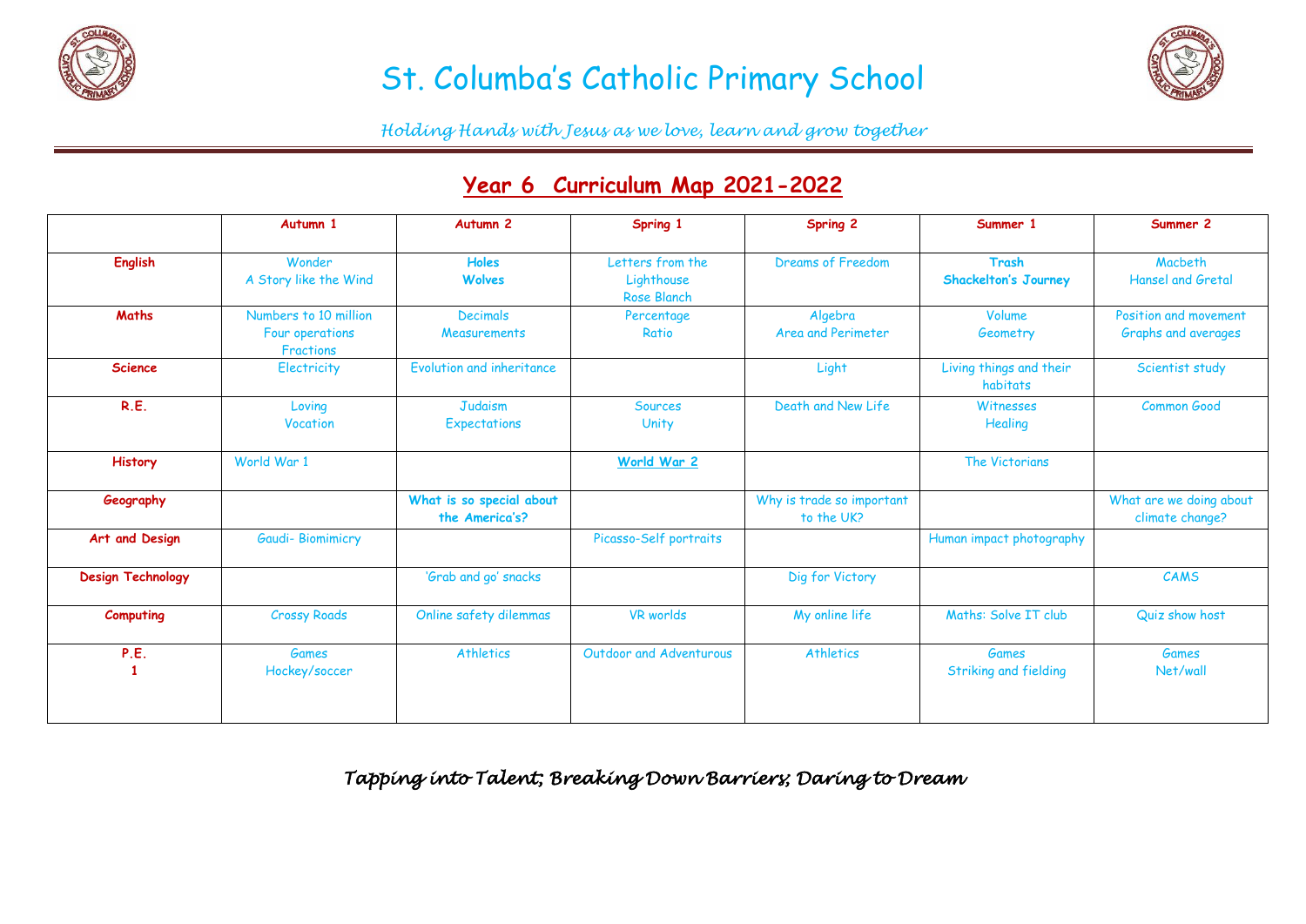# St. Columba's Catholic Primary School

*Holding Hands with Jesus as we love, learn and grow together*

## Year 6 Curriculum Map 2021-2022

| | Autumn 1 | Autumn 2 | Spring 1 | Spring 2 | Summer 1 | Summer 2 |
|---|---|---|---|---|---|---|
| **English** | Wonder<br>A Story like the Wind | **Holes**<br>**Wolves** | Letters from the Lighthouse<br>Rose Blanch | Dreams of Freedom | **Trash**<br>**Shackelton's Journey** | Macbeth<br>Hansel and Gretal |
| **Maths** | Numbers to 10 million<br>Four operations<br>Fractions | Decimals<br>Measurements | Percentage<br>Ratio | Algebra<br>Area and Perimeter | Volume<br>Geometry | Position and movement<br>Graphs and averages |
| **Science** | Electricity | Evolution and inheritance | | Light | Living things and their habitats | Scientist study |
| **R.E.** | Loving<br>Vocation | Judaism<br>Expectations | Sources<br>Unity | Death and New Life | Witnesses<br>Healing | Common Good |
| **History** | World War 1 | | **World War 2** | | The Victorians | |
| **Geography** | | **What is so special about the America's?** | | Why is trade so important to the UK? | | What are we doing about climate change? |
| **Art and Design** | Gaudi- Biomimicry | | Picasso-Self portraits | | Human impact photography | |
| **Design Technology** | | 'Grab and go' snacks | | Dig for Victory | | CAMS |
| **Computing** | Crossy Roads | Online safety dilemmas | VR worlds | My online life | Maths: Solve IT club | Quiz show host |
| **P.E.**<br>**1** | Games<br>Hockey/soccer | Athletics | Outdoor and Adventurous | Athletics | Games<br>Striking and fielding | Games<br>Net/wall |

*Tapping into Talent; Breaking Down Barriers; Daring to Dream*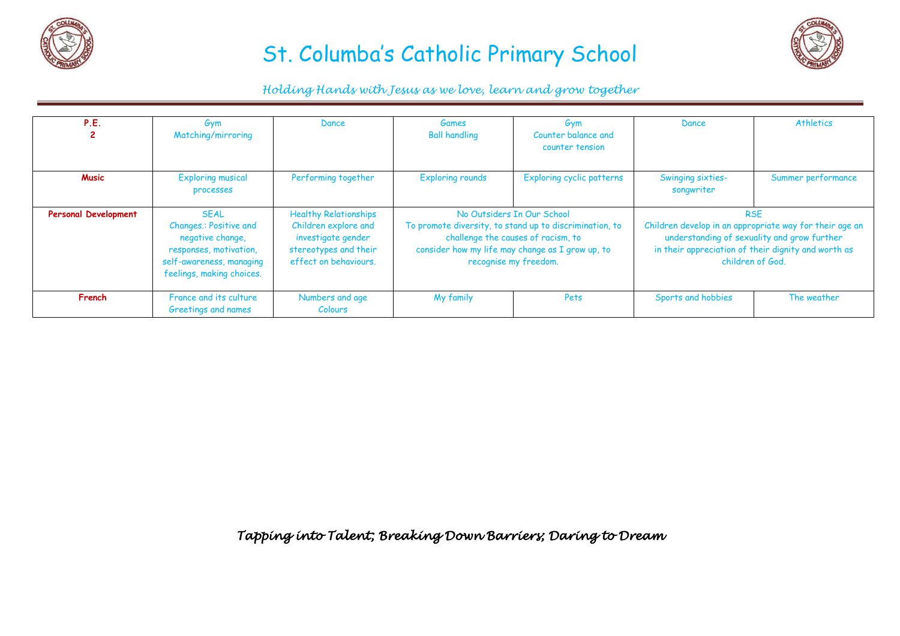# St. Columba's Catholic Primary School

*Holding Hands with Jesus as we love, learn and grow together*

| | | | | | | |
|---|---|---|---|---|---|---|
| **P.E. 2** | Gym Matching/mirroring | Dance | Games Ball handling | Gym Counter balance and counter tension | Dance | Athletics |
| **Music** | Exploring musical processes | Performing together | Exploring rounds | Exploring cyclic patterns | Swinging sixties- songwriter | Summer performance |
| **Personal Development** | SEAL Changes.: Positive and negative change, responses, motivation, self-awareness, managing feelings, making choices. | Healthy Relationships Children explore and investigate gender stereotypes and their effect on behaviours. | No Outsiders In Our School To promote diversity, to stand up to discrimination, to challenge the causes of racism, to consider how my life may change as I grow up, to recognise my freedom. | | RSE Children develop in an appropriate way for their age an understanding of sexuality and grow further in their appreciation of their dignity and worth as children of God. | |
| **French** | France and its culture Greetings and names | Numbers and age Colours | My family | Pets | Sports and hobbies | The weather |

*Tapping into Talent; Breaking Down Barriers; Daring to Dream*